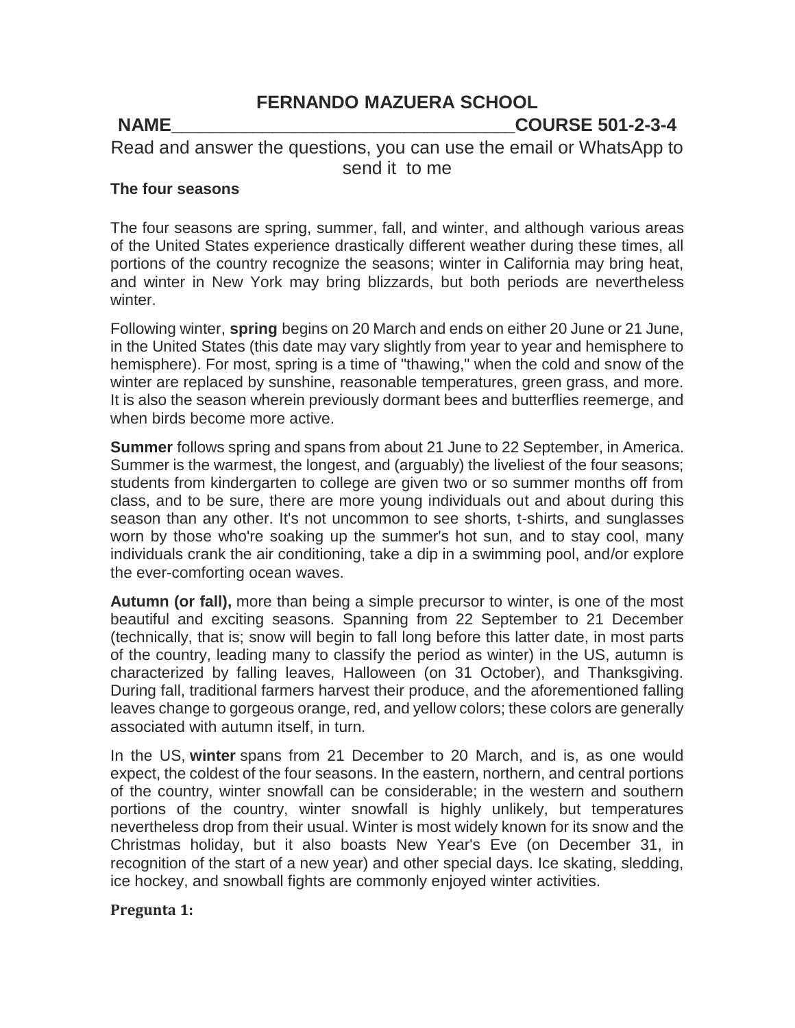# FERNANDO MAZUERA SCHOOL

**NAME__________________________________COURSE 501-2-3-4**

Read and answer the questions, you can use the email or WhatsApp to send it to me

**The four seasons**

The four seasons are spring, summer, fall, and winter, and although various areas of the United States experience drastically different weather during these times, all portions of the country recognize the seasons; winter in California may bring heat, and winter in New York may bring blizzards, but both periods are nevertheless winter.

Following winter, **spring** begins on 20 March and ends on either 20 June or 21 June, in the United States (this date may vary slightly from year to year and hemisphere to hemisphere). For most, spring is a time of "thawing," when the cold and snow of the winter are replaced by sunshine, reasonable temperatures, green grass, and more. It is also the season wherein previously dormant bees and butterflies reemerge, and when birds become more active.

**Summer** follows spring and spans from about 21 June to 22 September, in America. Summer is the warmest, the longest, and (arguably) the liveliest of the four seasons; students from kindergarten to college are given two or so summer months off from class, and to be sure, there are more young individuals out and about during this season than any other. It's not uncommon to see shorts, t-shirts, and sunglasses worn by those who're soaking up the summer's hot sun, and to stay cool, many individuals crank the air conditioning, take a dip in a swimming pool, and/or explore the ever-comforting ocean waves.

**Autumn (or fall),** more than being a simple precursor to winter, is one of the most beautiful and exciting seasons. Spanning from 22 September to 21 December (technically, that is; snow will begin to fall long before this latter date, in most parts of the country, leading many to classify the period as winter) in the US, autumn is characterized by falling leaves, Halloween (on 31 October), and Thanksgiving. During fall, traditional farmers harvest their produce, and the aforementioned falling leaves change to gorgeous orange, red, and yellow colors; these colors are generally associated with autumn itself, in turn.

In the US, **winter** spans from 21 December to 20 March, and is, as one would expect, the coldest of the four seasons. In the eastern, northern, and central portions of the country, winter snowfall can be considerable; in the western and southern portions of the country, winter snowfall is highly unlikely, but temperatures nevertheless drop from their usual. Winter is most widely known for its snow and the Christmas holiday, but it also boasts New Year's Eve (on December 31, in recognition of the start of a new year) and other special days. Ice skating, sledding, ice hockey, and snowball fights are commonly enjoyed winter activities.

**Pregunta 1:**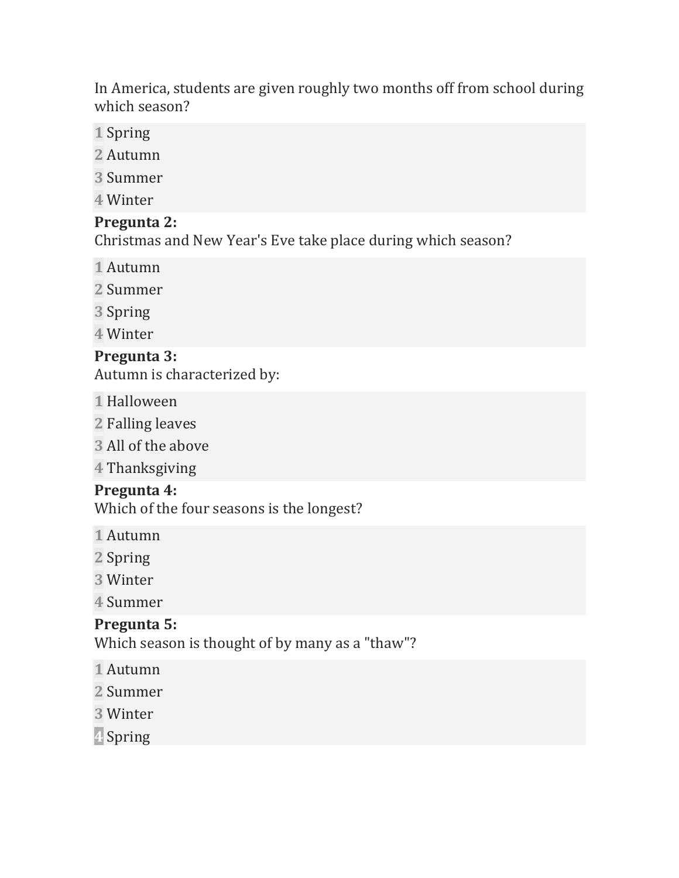In America, students are given roughly two months off from school during which season?

1 Spring
2 Autumn
3 Summer
4 Winter

**Pregunta 2:**
Christmas and New Year's Eve take place during which season?

1 Autumn
2 Summer
3 Spring
4 Winter

**Pregunta 3:**
Autumn is characterized by:

1 Halloween
2 Falling leaves
3 All of the above
4 Thanksgiving

**Pregunta 4:**
Which of the four seasons is the longest?

1 Autumn
2 Spring
3 Winter
4 Summer

**Pregunta 5:**
Which season is thought of by many as a "thaw"?

1 Autumn
2 Summer
3 Winter
4 Spring